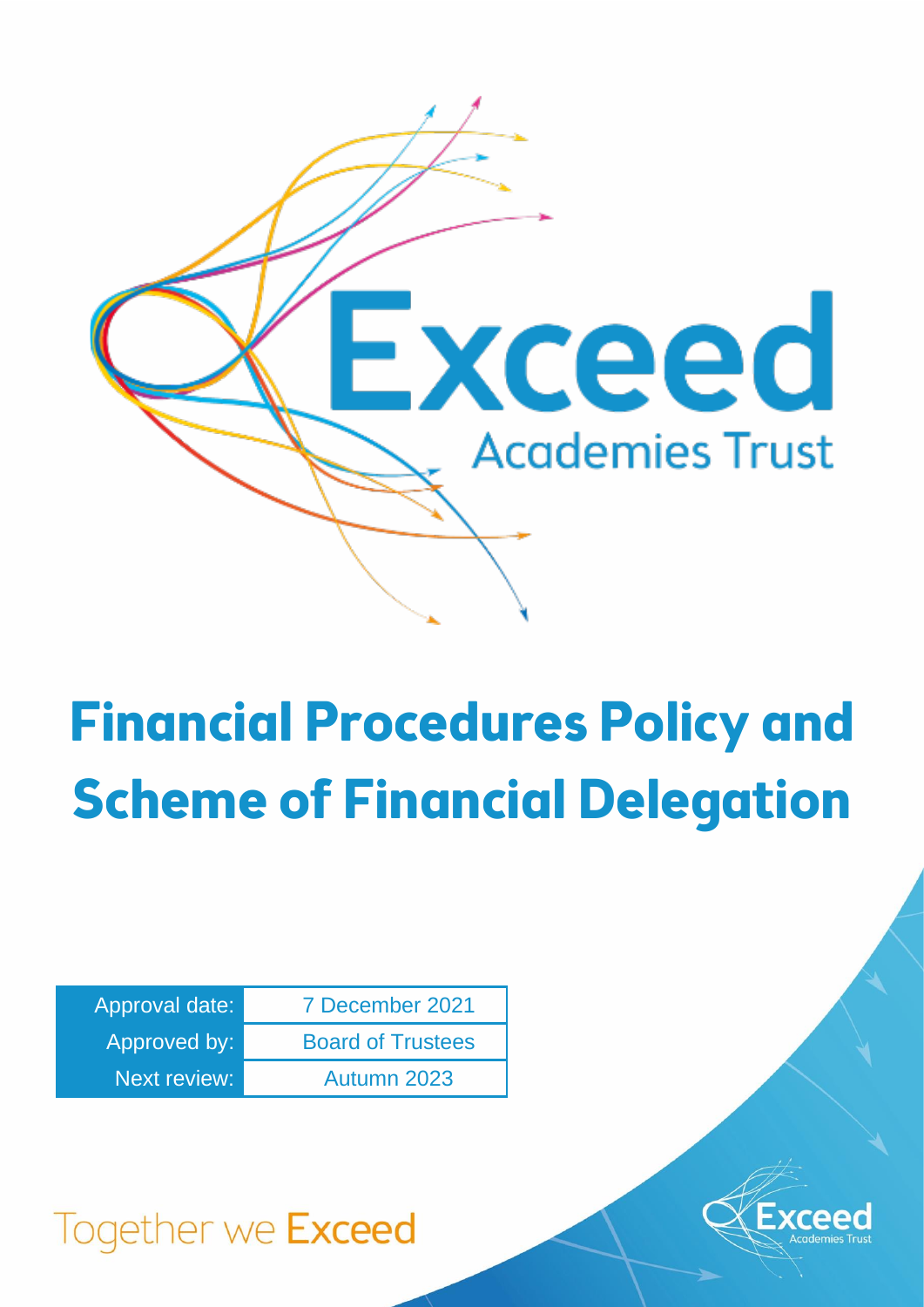Exceed

Academies Trust

# Financial Procedures Policy and Scheme of Financial Delegation

| Approval date: | 7 December 2021 |
| --- | --- |
| Approved by: | Board of Trustees |
| Next review: | Autumn 2023 |

Together we Exceed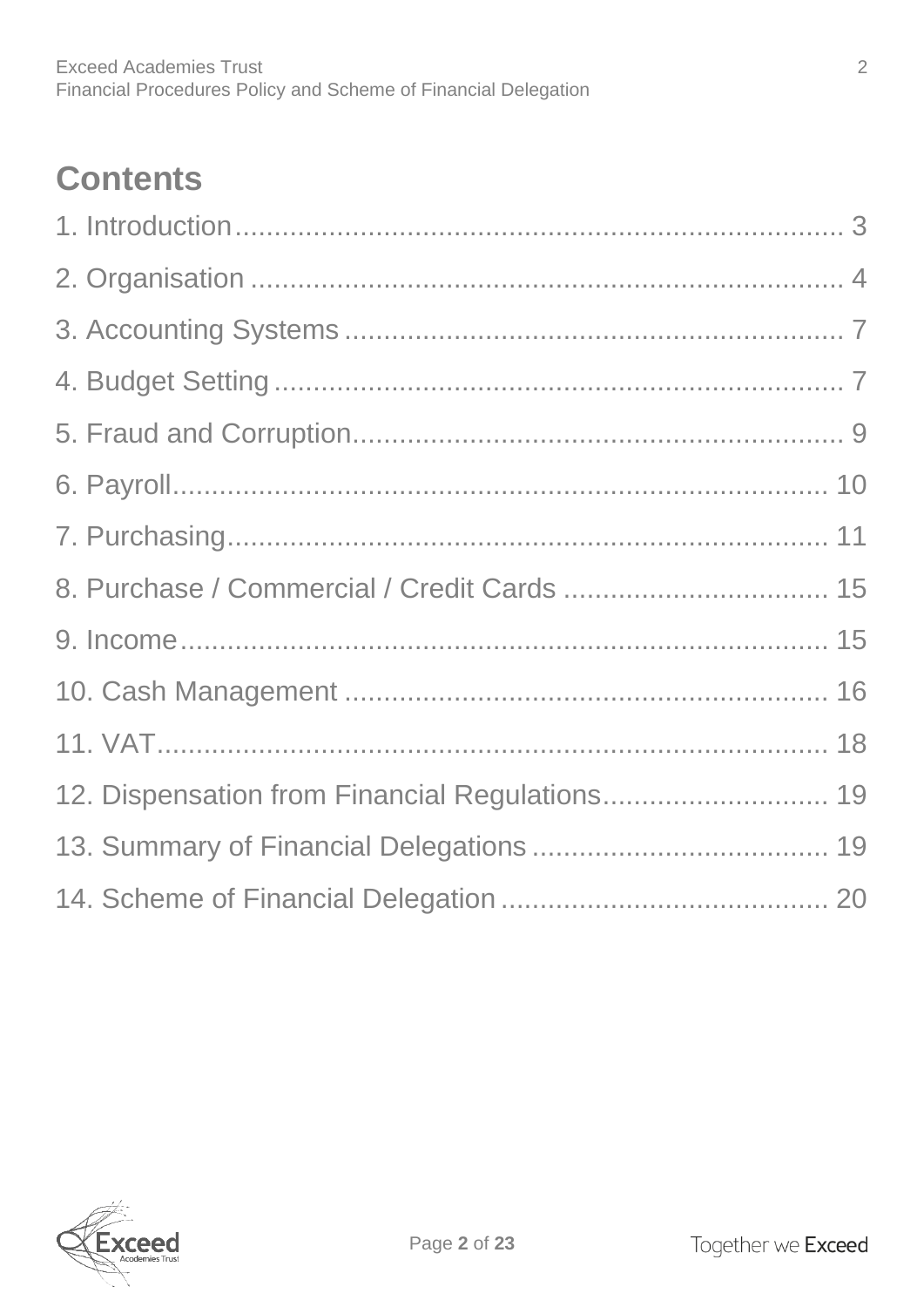# Contents

1. Introduction ........................................................................ 3
2. Organisation ........................................................................ 4
3. Accounting Systems ................................................................ 7
4. Budget Setting ...................................................................... 7
5. Fraud and Corruption .............................................................. 9
6. Payroll ............................................................................... 10
7. Purchasing ......................................................................... 11
8. Purchase / Commercial / Credit Cards ....................................... 15
9. Income .............................................................................. 15
10. Cash Management ............................................................... 16
11. VAT ................................................................................. 18
12. Dispensation from Financial Regulations .................................. 19
13. Summary of Financial Delegations .......................................... 19
14. Scheme of Financial Delegation .............................................. 20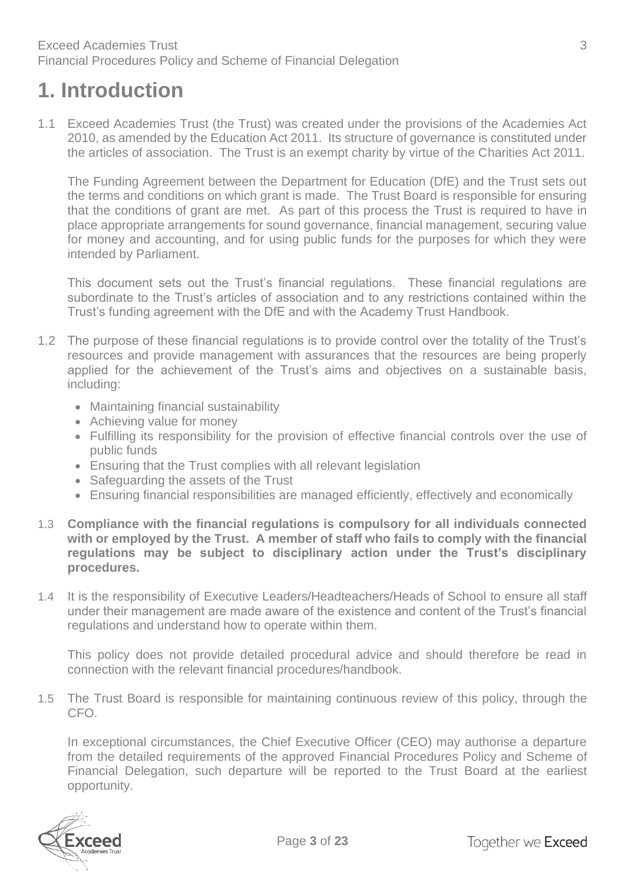# 1. Introduction

1.1 Exceed Academies Trust (the Trust) was created under the provisions of the Academies Act 2010, as amended by the Education Act 2011. Its structure of governance is constituted under the articles of association. The Trust is an exempt charity by virtue of the Charities Act 2011.

The Funding Agreement between the Department for Education (DfE) and the Trust sets out the terms and conditions on which grant is made. The Trust Board is responsible for ensuring that the conditions of grant are met. As part of this process the Trust is required to have in place appropriate arrangements for sound governance, financial management, securing value for money and accounting, and for using public funds for the purposes for which they were intended by Parliament.

This document sets out the Trust's financial regulations. These financial regulations are subordinate to the Trust's articles of association and to any restrictions contained within the Trust's funding agreement with the DfE and with the Academy Trust Handbook.

1.2 The purpose of these financial regulations is to provide control over the totality of the Trust's resources and provide management with assurances that the resources are being properly applied for the achievement of the Trust's aims and objectives on a sustainable basis, including:

- Maintaining financial sustainability
- Achieving value for money
- Fulfilling its responsibility for the provision of effective financial controls over the use of public funds
- Ensuring that the Trust complies with all relevant legislation
- Safeguarding the assets of the Trust
- Ensuring financial responsibilities are managed efficiently, effectively and economically

1.3 **Compliance with the financial regulations is compulsory for all individuals connected with or employed by the Trust. A member of staff who fails to comply with the financial regulations may be subject to disciplinary action under the Trust's disciplinary procedures.**

1.4 It is the responsibility of Executive Leaders/Headteachers/Heads of School to ensure all staff under their management are made aware of the existence and content of the Trust's financial regulations and understand how to operate within them.

This policy does not provide detailed procedural advice and should therefore be read in connection with the relevant financial procedures/handbook.

1.5 The Trust Board is responsible for maintaining continuous review of this policy, through the CFO.

In exceptional circumstances, the Chief Executive Officer (CEO) may authorise a departure from the detailed requirements of the approved Financial Procedures Policy and Scheme of Financial Delegation, such departure will be reported to the Trust Board at the earliest opportunity.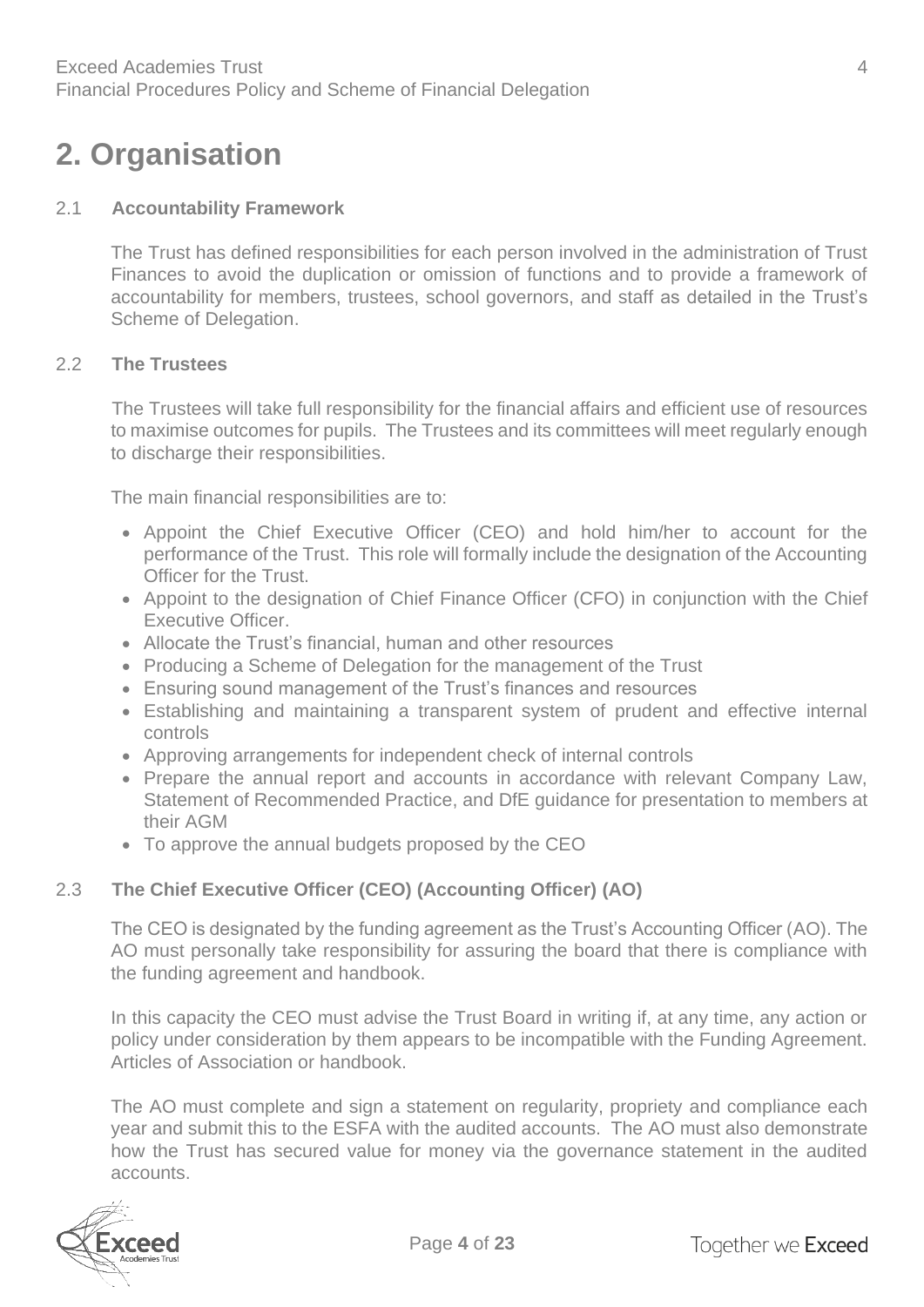# 2. Organisation

## 2.1 Accountability Framework

The Trust has defined responsibilities for each person involved in the administration of Trust Finances to avoid the duplication or omission of functions and to provide a framework of accountability for members, trustees, school governors, and staff as detailed in the Trust's Scheme of Delegation.

## 2.2 The Trustees

The Trustees will take full responsibility for the financial affairs and efficient use of resources to maximise outcomes for pupils. The Trustees and its committees will meet regularly enough to discharge their responsibilities.

The main financial responsibilities are to:

- Appoint the Chief Executive Officer (CEO) and hold him/her to account for the performance of the Trust. This role will formally include the designation of the Accounting Officer for the Trust.
- Appoint to the designation of Chief Finance Officer (CFO) in conjunction with the Chief Executive Officer.
- Allocate the Trust's financial, human and other resources
- Producing a Scheme of Delegation for the management of the Trust
- Ensuring sound management of the Trust's finances and resources
- Establishing and maintaining a transparent system of prudent and effective internal controls
- Approving arrangements for independent check of internal controls
- Prepare the annual report and accounts in accordance with relevant Company Law, Statement of Recommended Practice, and DfE guidance for presentation to members at their AGM
- To approve the annual budgets proposed by the CEO

## 2.3 The Chief Executive Officer (CEO) (Accounting Officer) (AO)

The CEO is designated by the funding agreement as the Trust's Accounting Officer (AO). The AO must personally take responsibility for assuring the board that there is compliance with the funding agreement and handbook.

In this capacity the CEO must advise the Trust Board in writing if, at any time, any action or policy under consideration by them appears to be incompatible with the Funding Agreement. Articles of Association or handbook.

The AO must complete and sign a statement on regularity, propriety and compliance each year and submit this to the ESFA with the audited accounts. The AO must also demonstrate how the Trust has secured value for money via the governance statement in the audited accounts.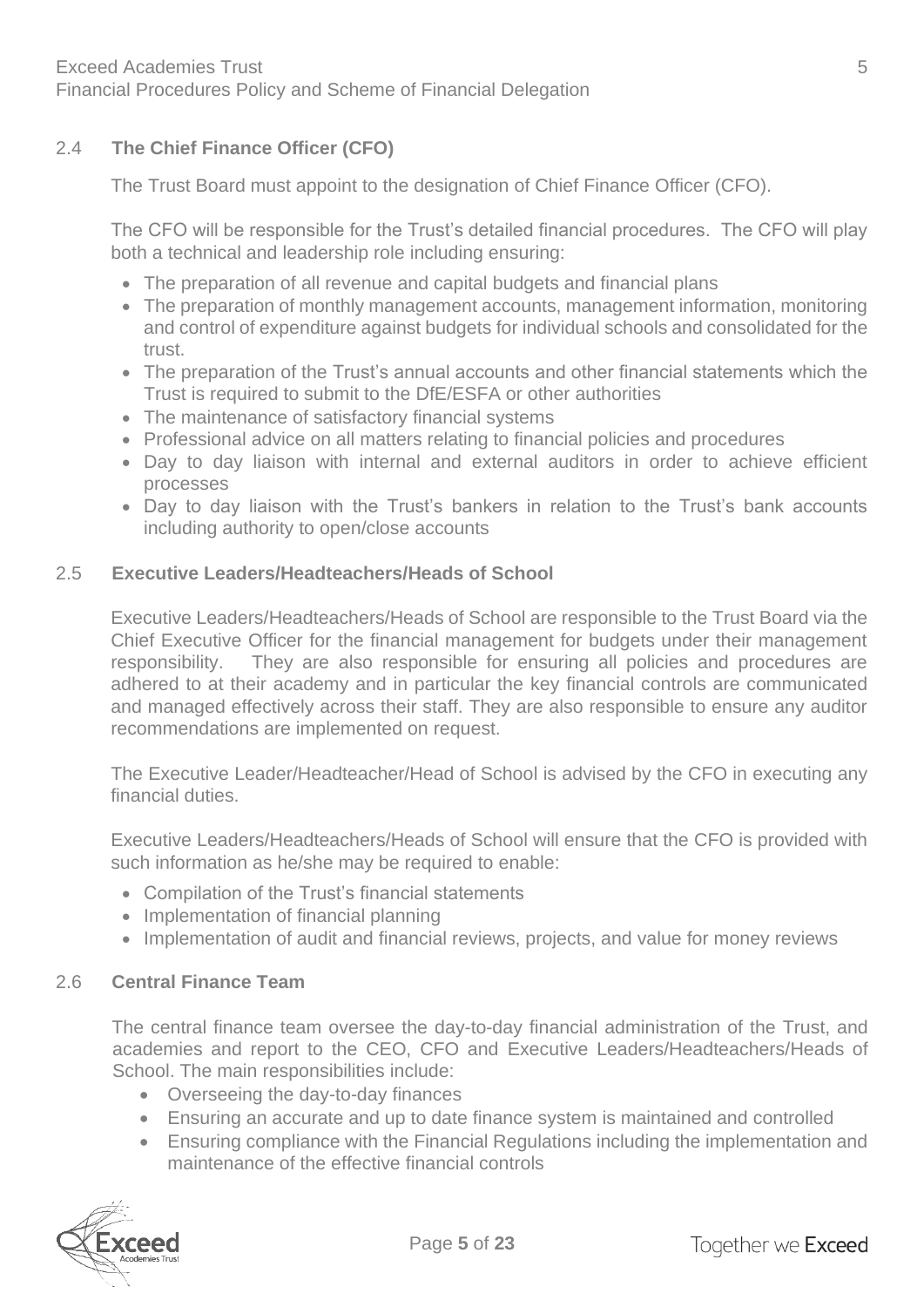## 2.4 **The Chief Finance Officer (CFO)**

The Trust Board must appoint to the designation of Chief Finance Officer (CFO).

The CFO will be responsible for the Trust's detailed financial procedures. The CFO will play both a technical and leadership role including ensuring:

- The preparation of all revenue and capital budgets and financial plans
- The preparation of monthly management accounts, management information, monitoring and control of expenditure against budgets for individual schools and consolidated for the trust.
- The preparation of the Trust's annual accounts and other financial statements which the Trust is required to submit to the DfE/ESFA or other authorities
- The maintenance of satisfactory financial systems
- Professional advice on all matters relating to financial policies and procedures
- Day to day liaison with internal and external auditors in order to achieve efficient processes
- Day to day liaison with the Trust's bankers in relation to the Trust's bank accounts including authority to open/close accounts

## 2.5 **Executive Leaders/Headteachers/Heads of School**

Executive Leaders/Headteachers/Heads of School are responsible to the Trust Board via the Chief Executive Officer for the financial management for budgets under their management responsibility. They are also responsible for ensuring all policies and procedures are adhered to at their academy and in particular the key financial controls are communicated and managed effectively across their staff. They are also responsible to ensure any auditor recommendations are implemented on request.

The Executive Leader/Headteacher/Head of School is advised by the CFO in executing any financial duties.

Executive Leaders/Headteachers/Heads of School will ensure that the CFO is provided with such information as he/she may be required to enable:

- Compilation of the Trust's financial statements
- Implementation of financial planning
- Implementation of audit and financial reviews, projects, and value for money reviews

## 2.6 **Central Finance Team**

The central finance team oversee the day-to-day financial administration of the Trust, and academies and report to the CEO, CFO and Executive Leaders/Headteachers/Heads of School. The main responsibilities include:

- Overseeing the day-to-day finances
- Ensuring an accurate and up to date finance system is maintained and controlled
- Ensuring compliance with the Financial Regulations including the implementation and maintenance of the effective financial controls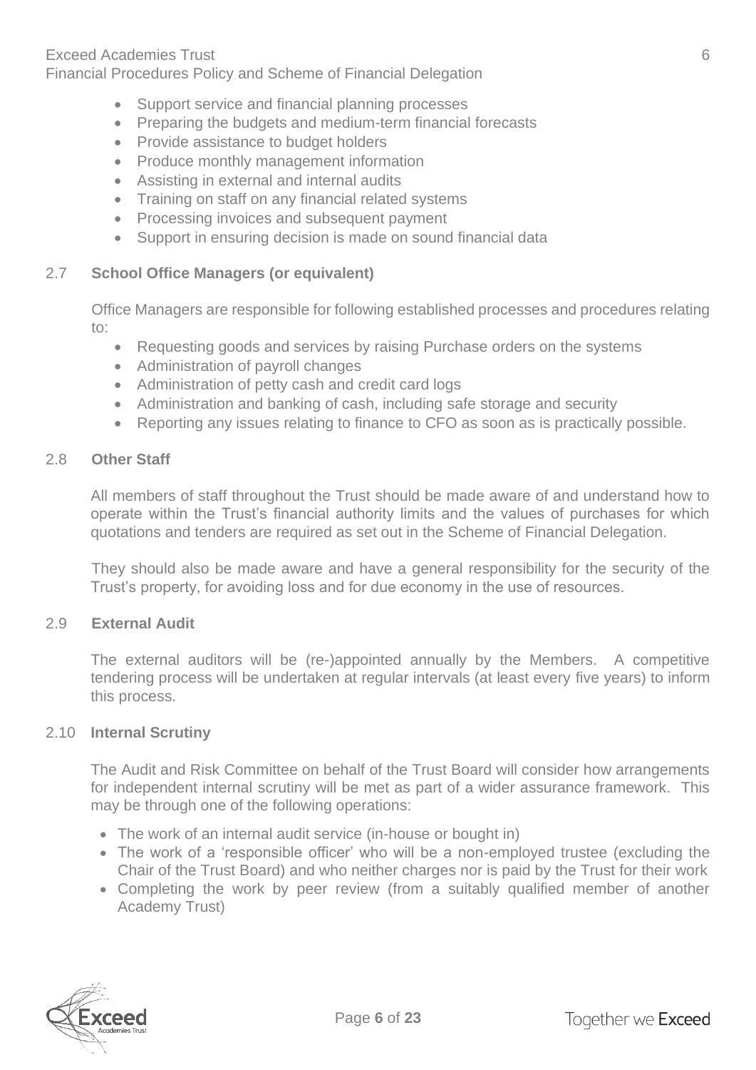- Support service and financial planning processes
- Preparing the budgets and medium-term financial forecasts
- Provide assistance to budget holders
- Produce monthly management information
- Assisting in external and internal audits
- Training on staff on any financial related systems
- Processing invoices and subsequent payment
- Support in ensuring decision is made on sound financial data

### 2.7 School Office Managers (or equivalent)

Office Managers are responsible for following established processes and procedures relating to:

- Requesting goods and services by raising Purchase orders on the systems
- Administration of payroll changes
- Administration of petty cash and credit card logs
- Administration and banking of cash, including safe storage and security
- Reporting any issues relating to finance to CFO as soon as is practically possible.

### 2.8 Other Staff

All members of staff throughout the Trust should be made aware of and understand how to operate within the Trust's financial authority limits and the values of purchases for which quotations and tenders are required as set out in the Scheme of Financial Delegation.

They should also be made aware and have a general responsibility for the security of the Trust's property, for avoiding loss and for due economy in the use of resources.

### 2.9 External Audit

The external auditors will be (re-)appointed annually by the Members. A competitive tendering process will be undertaken at regular intervals (at least every five years) to inform this process.

### 2.10 Internal Scrutiny

The Audit and Risk Committee on behalf of the Trust Board will consider how arrangements for independent internal scrutiny will be met as part of a wider assurance framework. This may be through one of the following operations:

- The work of an internal audit service (in-house or bought in)
- The work of a 'responsible officer' who will be a non-employed trustee (excluding the Chair of the Trust Board) and who neither charges nor is paid by the Trust for their work
- Completing the work by peer review (from a suitably qualified member of another Academy Trust)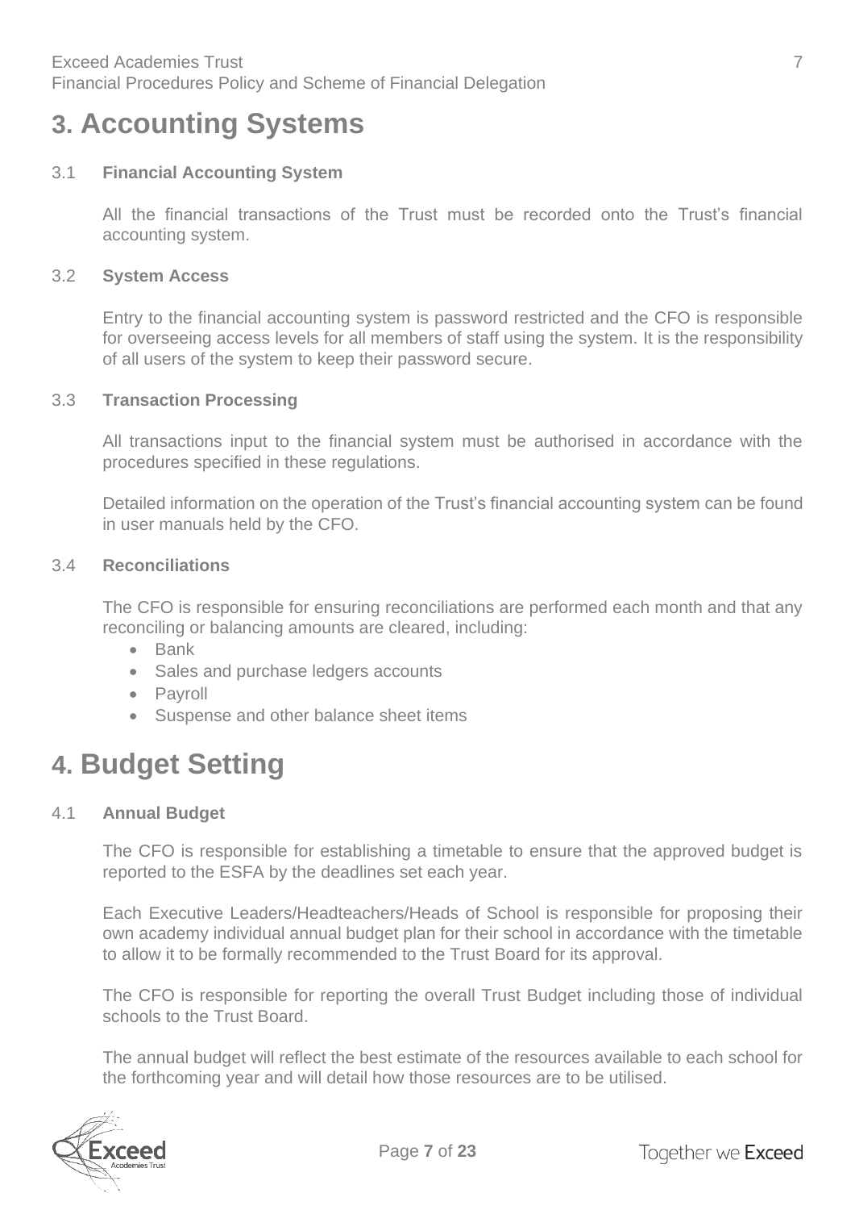# 3. Accounting Systems

### 3.1 Financial Accounting System

All the financial transactions of the Trust must be recorded onto the Trust's financial accounting system.

### 3.2 System Access

Entry to the financial accounting system is password restricted and the CFO is responsible for overseeing access levels for all members of staff using the system. It is the responsibility of all users of the system to keep their password secure.

### 3.3 Transaction Processing

All transactions input to the financial system must be authorised in accordance with the procedures specified in these regulations.

Detailed information on the operation of the Trust's financial accounting system can be found in user manuals held by the CFO.

### 3.4 Reconciliations

The CFO is responsible for ensuring reconciliations are performed each month and that any reconciling or balancing amounts are cleared, including:

- Bank
- Sales and purchase ledgers accounts
- Payroll
- Suspense and other balance sheet items

# 4. Budget Setting

### 4.1 Annual Budget

The CFO is responsible for establishing a timetable to ensure that the approved budget is reported to the ESFA by the deadlines set each year.

Each Executive Leaders/Headteachers/Heads of School is responsible for proposing their own academy individual annual budget plan for their school in accordance with the timetable to allow it to be formally recommended to the Trust Board for its approval.

The CFO is responsible for reporting the overall Trust Budget including those of individual schools to the Trust Board.

The annual budget will reflect the best estimate of the resources available to each school for the forthcoming year and will detail how those resources are to be utilised.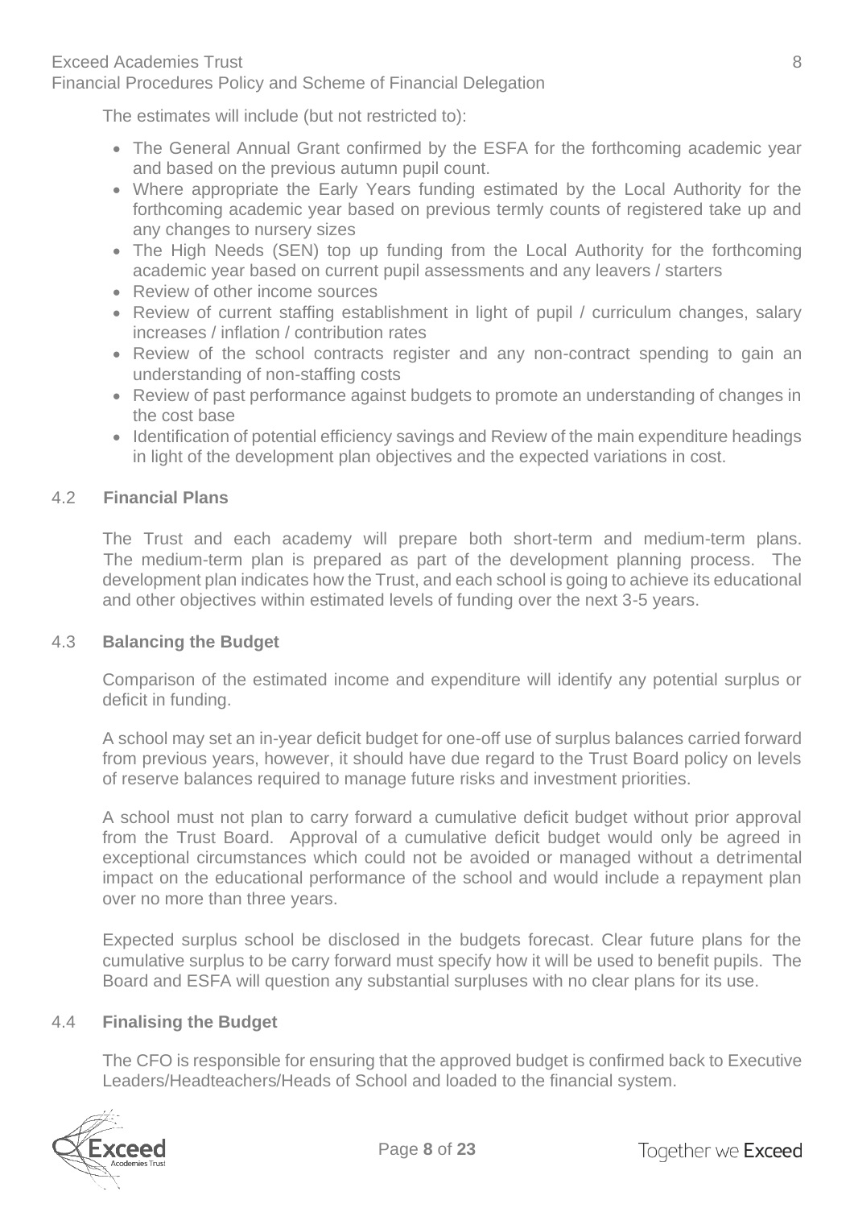The estimates will include (but not restricted to):

- The General Annual Grant confirmed by the ESFA for the forthcoming academic year and based on the previous autumn pupil count.
- Where appropriate the Early Years funding estimated by the Local Authority for the forthcoming academic year based on previous termly counts of registered take up and any changes to nursery sizes
- The High Needs (SEN) top up funding from the Local Authority for the forthcoming academic year based on current pupil assessments and any leavers / starters
- Review of other income sources
- Review of current staffing establishment in light of pupil / curriculum changes, salary increases / inflation / contribution rates
- Review of the school contracts register and any non-contract spending to gain an understanding of non-staffing costs
- Review of past performance against budgets to promote an understanding of changes in the cost base
- Identification of potential efficiency savings and Review of the main expenditure headings in light of the development plan objectives and the expected variations in cost.

### 4.2 Financial Plans

The Trust and each academy will prepare both short-term and medium-term plans. The medium-term plan is prepared as part of the development planning process. The development plan indicates how the Trust, and each school is going to achieve its educational and other objectives within estimated levels of funding over the next 3-5 years.

### 4.3 Balancing the Budget

Comparison of the estimated income and expenditure will identify any potential surplus or deficit in funding.

A school may set an in-year deficit budget for one-off use of surplus balances carried forward from previous years, however, it should have due regard to the Trust Board policy on levels of reserve balances required to manage future risks and investment priorities.

A school must not plan to carry forward a cumulative deficit budget without prior approval from the Trust Board. Approval of a cumulative deficit budget would only be agreed in exceptional circumstances which could not be avoided or managed without a detrimental impact on the educational performance of the school and would include a repayment plan over no more than three years.

Expected surplus school be disclosed in the budgets forecast. Clear future plans for the cumulative surplus to be carry forward must specify how it will be used to benefit pupils. The Board and ESFA will question any substantial surpluses with no clear plans for its use.

### 4.4 Finalising the Budget

The CFO is responsible for ensuring that the approved budget is confirmed back to Executive Leaders/Headteachers/Heads of School and loaded to the financial system.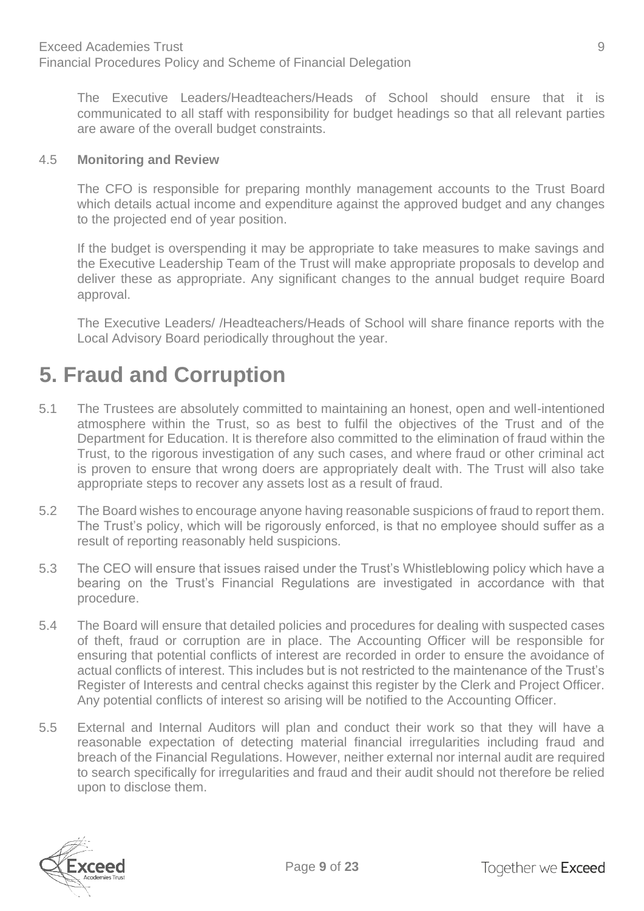The Executive Leaders/Headteachers/Heads of School should ensure that it is communicated to all staff with responsibility for budget headings so that all relevant parties are aware of the overall budget constraints.

4.5 **Monitoring and Review**

The CFO is responsible for preparing monthly management accounts to the Trust Board which details actual income and expenditure against the approved budget and any changes to the projected end of year position.

If the budget is overspending it may be appropriate to take measures to make savings and the Executive Leadership Team of the Trust will make appropriate proposals to develop and deliver these as appropriate. Any significant changes to the annual budget require Board approval.

The Executive Leaders/ /Headteachers/Heads of School will share finance reports with the Local Advisory Board periodically throughout the year.

# 5. Fraud and Corruption

5.1 The Trustees are absolutely committed to maintaining an honest, open and well-intentioned atmosphere within the Trust, so as best to fulfil the objectives of the Trust and of the Department for Education. It is therefore also committed to the elimination of fraud within the Trust, to the rigorous investigation of any such cases, and where fraud or other criminal act is proven to ensure that wrong doers are appropriately dealt with. The Trust will also take appropriate steps to recover any assets lost as a result of fraud.

5.2 The Board wishes to encourage anyone having reasonable suspicions of fraud to report them. The Trust's policy, which will be rigorously enforced, is that no employee should suffer as a result of reporting reasonably held suspicions.

5.3 The CEO will ensure that issues raised under the Trust's Whistleblowing policy which have a bearing on the Trust's Financial Regulations are investigated in accordance with that procedure.

5.4 The Board will ensure that detailed policies and procedures for dealing with suspected cases of theft, fraud or corruption are in place. The Accounting Officer will be responsible for ensuring that potential conflicts of interest are recorded in order to ensure the avoidance of actual conflicts of interest. This includes but is not restricted to the maintenance of the Trust's Register of Interests and central checks against this register by the Clerk and Project Officer. Any potential conflicts of interest so arising will be notified to the Accounting Officer.

5.5 External and Internal Auditors will plan and conduct their work so that they will have a reasonable expectation of detecting material financial irregularities including fraud and breach of the Financial Regulations. However, neither external nor internal audit are required to search specifically for irregularities and fraud and their audit should not therefore be relied upon to disclose them.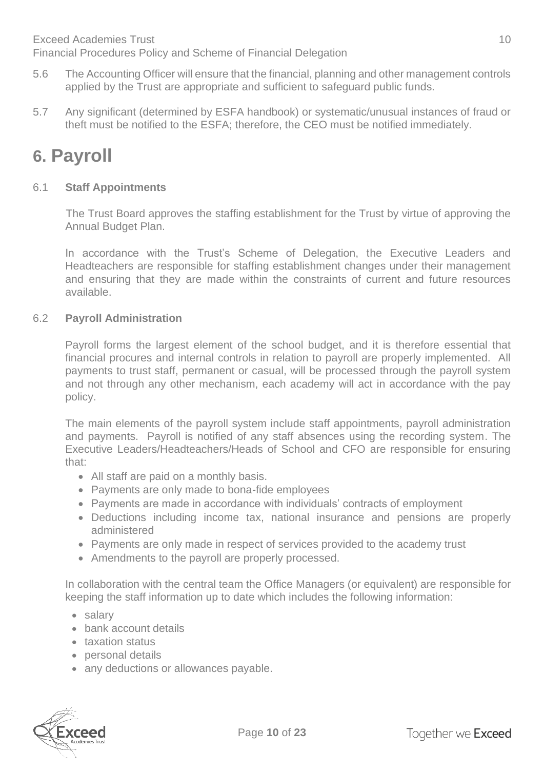5.6 The Accounting Officer will ensure that the financial, planning and other management controls applied by the Trust are appropriate and sufficient to safeguard public funds.

5.7 Any significant (determined by ESFA handbook) or systematic/unusual instances of fraud or theft must be notified to the ESFA; therefore, the CEO must be notified immediately.

# 6. Payroll

### 6.1 Staff Appointments

The Trust Board approves the staffing establishment for the Trust by virtue of approving the Annual Budget Plan.

In accordance with the Trust's Scheme of Delegation, the Executive Leaders and Headteachers are responsible for staffing establishment changes under their management and ensuring that they are made within the constraints of current and future resources available.

### 6.2 Payroll Administration

Payroll forms the largest element of the school budget, and it is therefore essential that financial procures and internal controls in relation to payroll are properly implemented. All payments to trust staff, permanent or casual, will be processed through the payroll system and not through any other mechanism, each academy will act in accordance with the pay policy.

The main elements of the payroll system include staff appointments, payroll administration and payments. Payroll is notified of any staff absences using the recording system. The Executive Leaders/Headteachers/Heads of School and CFO are responsible for ensuring that:

- All staff are paid on a monthly basis.
- Payments are only made to bona-fide employees
- Payments are made in accordance with individuals' contracts of employment
- Deductions including income tax, national insurance and pensions are properly administered
- Payments are only made in respect of services provided to the academy trust
- Amendments to the payroll are properly processed.

In collaboration with the central team the Office Managers (or equivalent) are responsible for keeping the staff information up to date which includes the following information:

- salary
- bank account details
- taxation status
- personal details
- any deductions or allowances payable.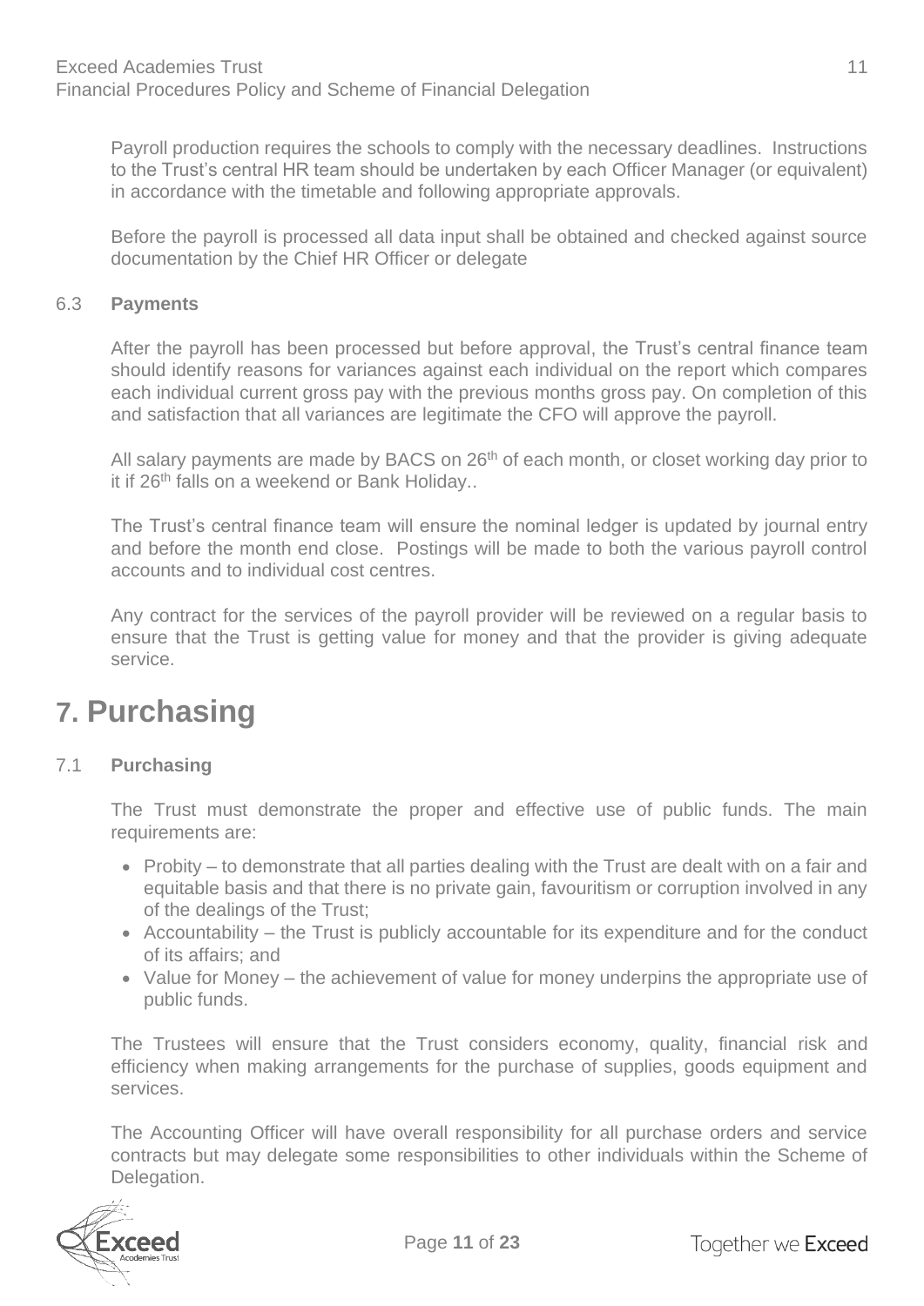Payroll production requires the schools to comply with the necessary deadlines. Instructions to the Trust's central HR team should be undertaken by each Officer Manager (or equivalent) in accordance with the timetable and following appropriate approvals.

Before the payroll is processed all data input shall be obtained and checked against source documentation by the Chief HR Officer or delegate

### 6.3 **Payments**

After the payroll has been processed but before approval, the Trust's central finance team should identify reasons for variances against each individual on the report which compares each individual current gross pay with the previous months gross pay. On completion of this and satisfaction that all variances are legitimate the CFO will approve the payroll.

All salary payments are made by BACS on 26th of each month, or closet working day prior to it if 26th falls on a weekend or Bank Holiday..

The Trust's central finance team will ensure the nominal ledger is updated by journal entry and before the month end close. Postings will be made to both the various payroll control accounts and to individual cost centres.

Any contract for the services of the payroll provider will be reviewed on a regular basis to ensure that the Trust is getting value for money and that the provider is giving adequate service.

# 7. Purchasing

### 7.1 **Purchasing**

The Trust must demonstrate the proper and effective use of public funds. The main requirements are:

- Probity – to demonstrate that all parties dealing with the Trust are dealt with on a fair and equitable basis and that there is no private gain, favouritism or corruption involved in any of the dealings of the Trust;
- Accountability – the Trust is publicly accountable for its expenditure and for the conduct of its affairs; and
- Value for Money – the achievement of value for money underpins the appropriate use of public funds.

The Trustees will ensure that the Trust considers economy, quality, financial risk and efficiency when making arrangements for the purchase of supplies, goods equipment and services.

The Accounting Officer will have overall responsibility for all purchase orders and service contracts but may delegate some responsibilities to other individuals within the Scheme of Delegation.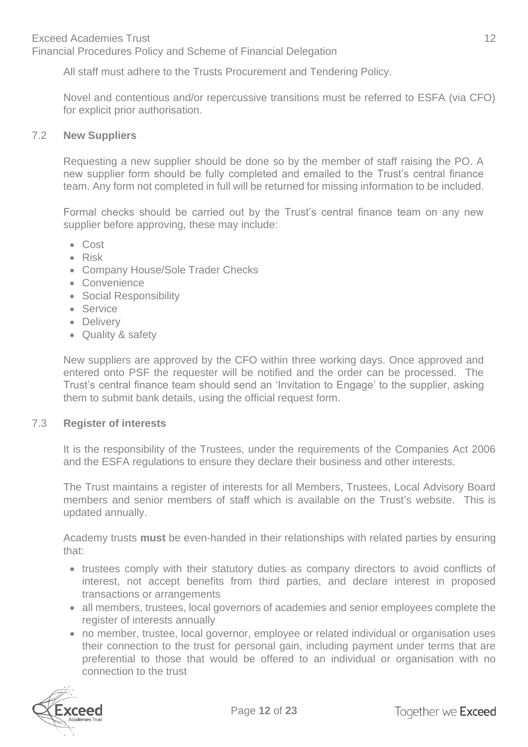All staff must adhere to the Trusts Procurement and Tendering Policy.

Novel and contentious and/or repercussive transitions must be referred to ESFA (via CFO) for explicit prior authorisation.

### 7.2 New Suppliers

Requesting a new supplier should be done so by the member of staff raising the PO. A new supplier form should be fully completed and emailed to the Trust's central finance team. Any form not completed in full will be returned for missing information to be included.

Formal checks should be carried out by the Trust's central finance team on any new supplier before approving, these may include:

- Cost
- Risk
- Company House/Sole Trader Checks
- Convenience
- Social Responsibility
- Service
- Delivery
- Quality & safety

New suppliers are approved by the CFO within three working days. Once approved and entered onto PSF the requester will be notified and the order can be processed. The Trust's central finance team should send an 'Invitation to Engage' to the supplier, asking them to submit bank details, using the official request form.

### 7.3 Register of interests

It is the responsibility of the Trustees, under the requirements of the Companies Act 2006 and the ESFA regulations to ensure they declare their business and other interests.

The Trust maintains a register of interests for all Members, Trustees, Local Advisory Board members and senior members of staff which is available on the Trust's website. This is updated annually.

Academy trusts **must** be even-handed in their relationships with related parties by ensuring that:

- trustees comply with their statutory duties as company directors to avoid conflicts of interest, not accept benefits from third parties, and declare interest in proposed transactions or arrangements
- all members, trustees, local governors of academies and senior employees complete the register of interests annually
- no member, trustee, local governor, employee or related individual or organisation uses their connection to the trust for personal gain, including payment under terms that are preferential to those that would be offered to an individual or organisation with no connection to the trust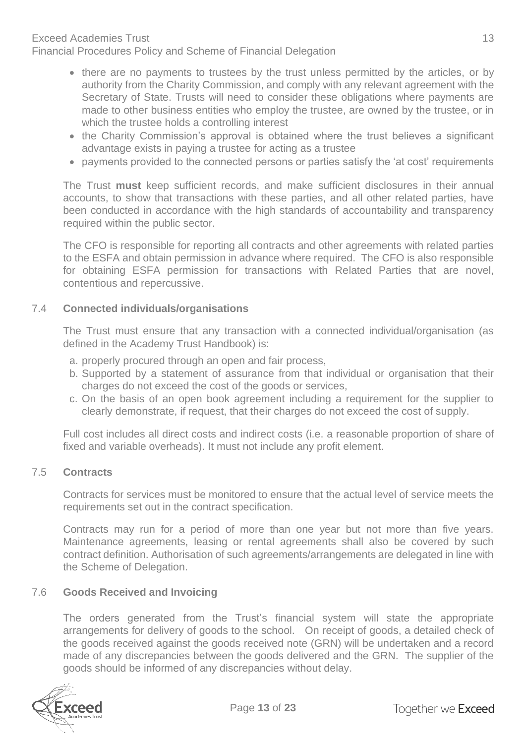- there are no payments to trustees by the trust unless permitted by the articles, or by authority from the Charity Commission, and comply with any relevant agreement with the Secretary of State. Trusts will need to consider these obligations where payments are made to other business entities who employ the trustee, are owned by the trustee, or in which the trustee holds a controlling interest
- the Charity Commission's approval is obtained where the trust believes a significant advantage exists in paying a trustee for acting as a trustee
- payments provided to the connected persons or parties satisfy the 'at cost' requirements

The Trust **must** keep sufficient records, and make sufficient disclosures in their annual accounts, to show that transactions with these parties, and all other related parties, have been conducted in accordance with the high standards of accountability and transparency required within the public sector.

The CFO is responsible for reporting all contracts and other agreements with related parties to the ESFA and obtain permission in advance where required. The CFO is also responsible for obtaining ESFA permission for transactions with Related Parties that are novel, contentious and repercussive.

## 7.4 Connected individuals/organisations

The Trust must ensure that any transaction with a connected individual/organisation (as defined in the Academy Trust Handbook) is:

a. properly procured through an open and fair process,
b. Supported by a statement of assurance from that individual or organisation that their charges do not exceed the cost of the goods or services,
c. On the basis of an open book agreement including a requirement for the supplier to clearly demonstrate, if request, that their charges do not exceed the cost of supply.

Full cost includes all direct costs and indirect costs (i.e. a reasonable proportion of share of fixed and variable overheads). It must not include any profit element.

## 7.5 Contracts

Contracts for services must be monitored to ensure that the actual level of service meets the requirements set out in the contract specification.

Contracts may run for a period of more than one year but not more than five years. Maintenance agreements, leasing or rental agreements shall also be covered by such contract definition. Authorisation of such agreements/arrangements are delegated in line with the Scheme of Delegation.

## 7.6 Goods Received and Invoicing

The orders generated from the Trust's financial system will state the appropriate arrangements for delivery of goods to the school. On receipt of goods, a detailed check of the goods received against the goods received note (GRN) will be undertaken and a record made of any discrepancies between the goods delivered and the GRN. The supplier of the goods should be informed of any discrepancies without delay.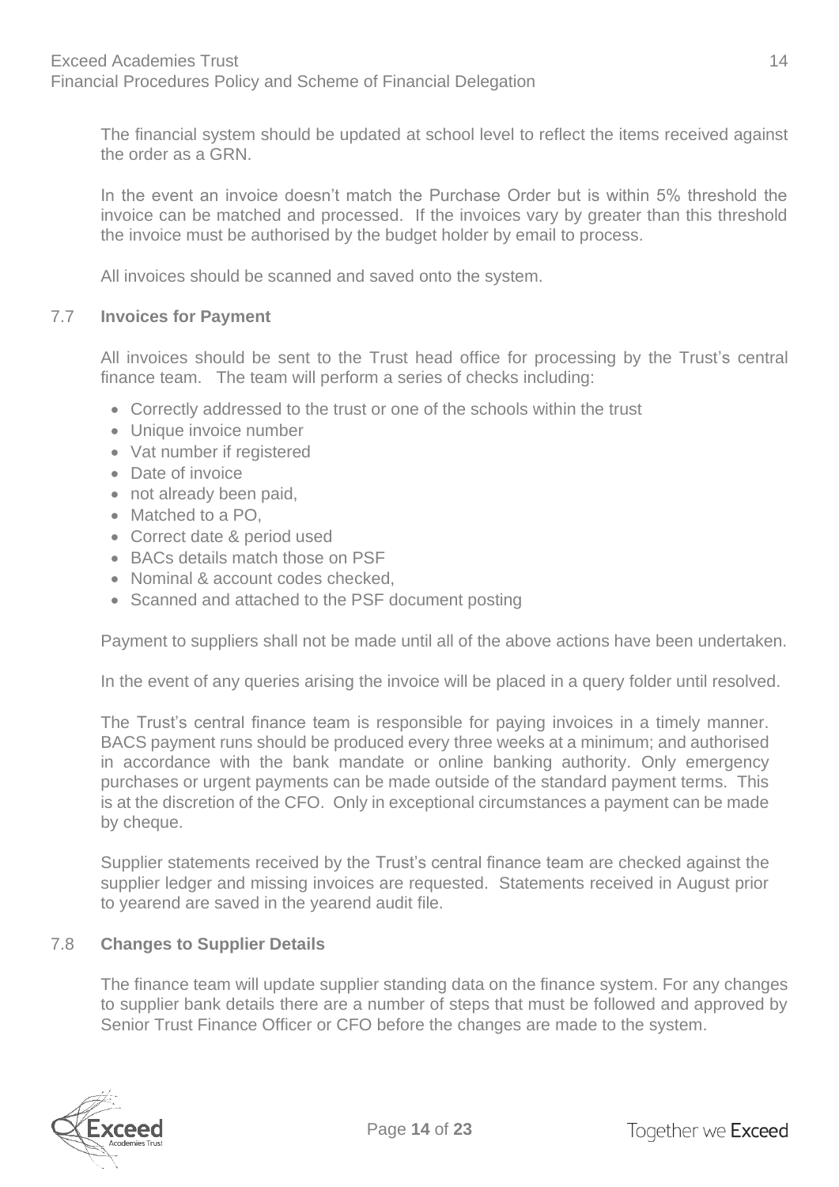The financial system should be updated at school level to reflect the items received against the order as a GRN.

In the event an invoice doesn't match the Purchase Order but is within 5% threshold the invoice can be matched and processed. If the invoices vary by greater than this threshold the invoice must be authorised by the budget holder by email to process.

All invoices should be scanned and saved onto the system.

### 7.7 **Invoices for Payment**

All invoices should be sent to the Trust head office for processing by the Trust's central finance team. The team will perform a series of checks including:

- Correctly addressed to the trust or one of the schools within the trust
- Unique invoice number
- Vat number if registered
- Date of invoice
- not already been paid,
- Matched to a PO,
- Correct date & period used
- BACs details match those on PSF
- Nominal & account codes checked,
- Scanned and attached to the PSF document posting

Payment to suppliers shall not be made until all of the above actions have been undertaken.

In the event of any queries arising the invoice will be placed in a query folder until resolved.

The Trust's central finance team is responsible for paying invoices in a timely manner. BACS payment runs should be produced every three weeks at a minimum; and authorised in accordance with the bank mandate or online banking authority. Only emergency purchases or urgent payments can be made outside of the standard payment terms. This is at the discretion of the CFO. Only in exceptional circumstances a payment can be made by cheque.

Supplier statements received by the Trust's central finance team are checked against the supplier ledger and missing invoices are requested. Statements received in August prior to yearend are saved in the yearend audit file.

### 7.8 **Changes to Supplier Details**

The finance team will update supplier standing data on the finance system. For any changes to supplier bank details there are a number of steps that must be followed and approved by Senior Trust Finance Officer or CFO before the changes are made to the system.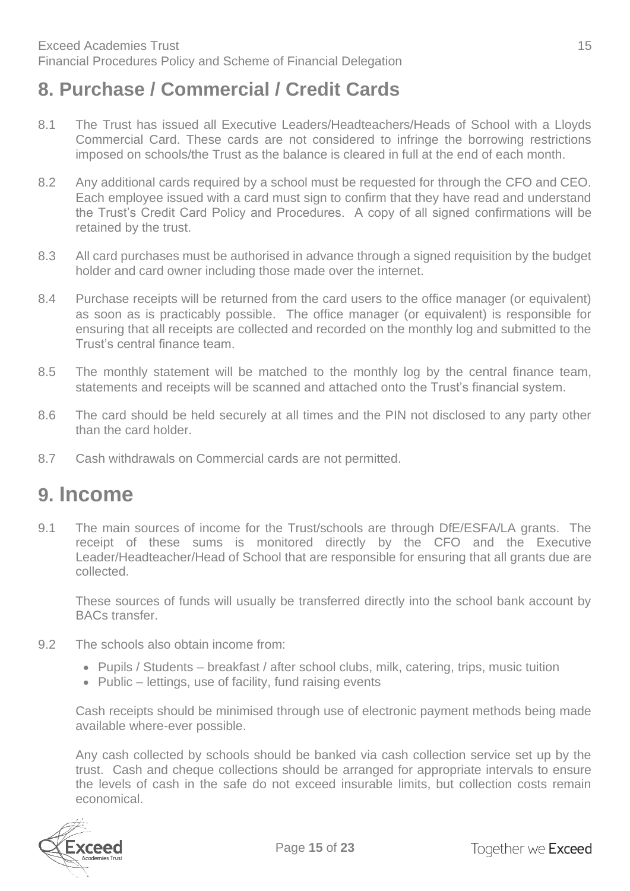## 8. Purchase / Commercial / Credit Cards

8.1 The Trust has issued all Executive Leaders/Headteachers/Heads of School with a Lloyds Commercial Card. These cards are not considered to infringe the borrowing restrictions imposed on schools/the Trust as the balance is cleared in full at the end of each month.

8.2 Any additional cards required by a school must be requested for through the CFO and CEO. Each employee issued with a card must sign to confirm that they have read and understand the Trust's Credit Card Policy and Procedures. A copy of all signed confirmations will be retained by the trust.

8.3 All card purchases must be authorised in advance through a signed requisition by the budget holder and card owner including those made over the internet.

8.4 Purchase receipts will be returned from the card users to the office manager (or equivalent) as soon as is practicably possible. The office manager (or equivalent) is responsible for ensuring that all receipts are collected and recorded on the monthly log and submitted to the Trust's central finance team.

8.5 The monthly statement will be matched to the monthly log by the central finance team, statements and receipts will be scanned and attached onto the Trust's financial system.

8.6 The card should be held securely at all times and the PIN not disclosed to any party other than the card holder.

8.7 Cash withdrawals on Commercial cards are not permitted.

# 9. Income

9.1 The main sources of income for the Trust/schools are through DfE/ESFA/LA grants. The receipt of these sums is monitored directly by the CFO and the Executive Leader/Headteacher/Head of School that are responsible for ensuring that all grants due are collected.

These sources of funds will usually be transferred directly into the school bank account by BACs transfer.

9.2 The schools also obtain income from:

- Pupils / Students – breakfast / after school clubs, milk, catering, trips, music tuition
- Public – lettings, use of facility, fund raising events

Cash receipts should be minimised through use of electronic payment methods being made available where-ever possible.

Any cash collected by schools should be banked via cash collection service set up by the trust. Cash and cheque collections should be arranged for appropriate intervals to ensure the levels of cash in the safe do not exceed insurable limits, but collection costs remain economical.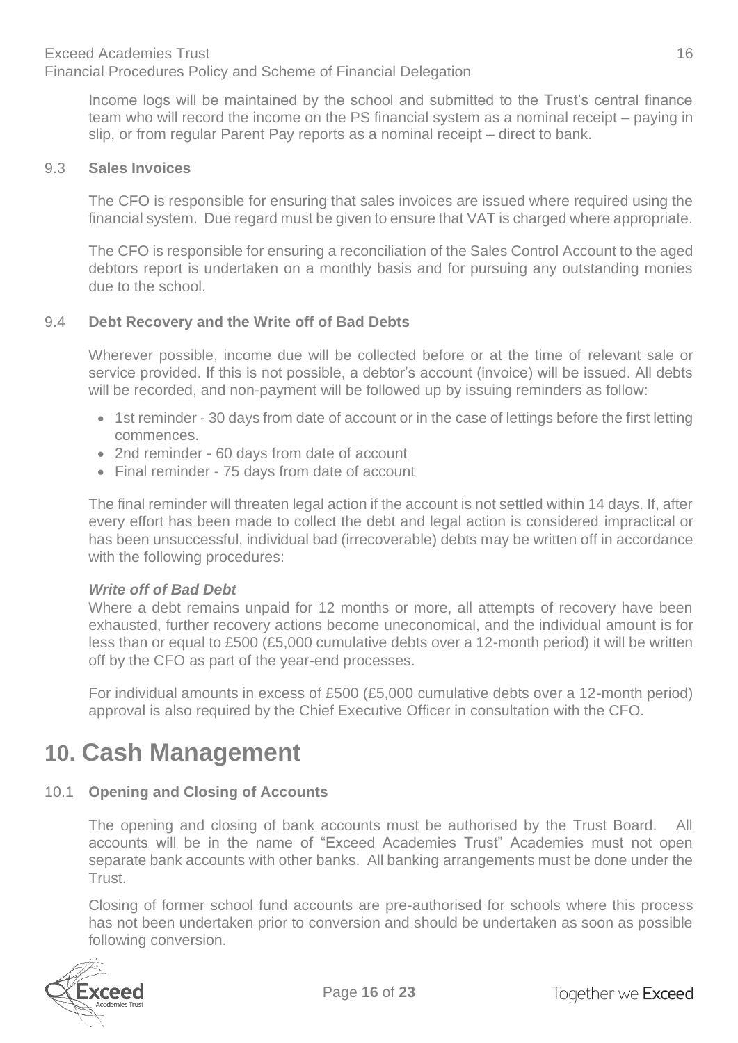Income logs will be maintained by the school and submitted to the Trust's central finance team who will record the income on the PS financial system as a nominal receipt – paying in slip, or from regular Parent Pay reports as a nominal receipt – direct to bank.

### 9.3 Sales Invoices

The CFO is responsible for ensuring that sales invoices are issued where required using the financial system. Due regard must be given to ensure that VAT is charged where appropriate.

The CFO is responsible for ensuring a reconciliation of the Sales Control Account to the aged debtors report is undertaken on a monthly basis and for pursuing any outstanding monies due to the school.

### 9.4 Debt Recovery and the Write off of Bad Debts

Wherever possible, income due will be collected before or at the time of relevant sale or service provided. If this is not possible, a debtor's account (invoice) will be issued. All debts will be recorded, and non-payment will be followed up by issuing reminders as follow:

- 1st reminder - 30 days from date of account or in the case of lettings before the first letting commences.
- 2nd reminder - 60 days from date of account
- Final reminder - 75 days from date of account

The final reminder will threaten legal action if the account is not settled within 14 days. If, after every effort has been made to collect the debt and legal action is considered impractical or has been unsuccessful, individual bad (irrecoverable) debts may be written off in accordance with the following procedures:

***Write off of Bad Debt***

Where a debt remains unpaid for 12 months or more, all attempts of recovery have been exhausted, further recovery actions become uneconomical, and the individual amount is for less than or equal to £500 (£5,000 cumulative debts over a 12-month period) it will be written off by the CFO as part of the year-end processes.

For individual amounts in excess of £500 (£5,000 cumulative debts over a 12-month period) approval is also required by the Chief Executive Officer in consultation with the CFO.

# 10. Cash Management

### 10.1 Opening and Closing of Accounts

The opening and closing of bank accounts must be authorised by the Trust Board. All accounts will be in the name of "Exceed Academies Trust" Academies must not open separate bank accounts with other banks. All banking arrangements must be done under the Trust.

Closing of former school fund accounts are pre-authorised for schools where this process has not been undertaken prior to conversion and should be undertaken as soon as possible following conversion.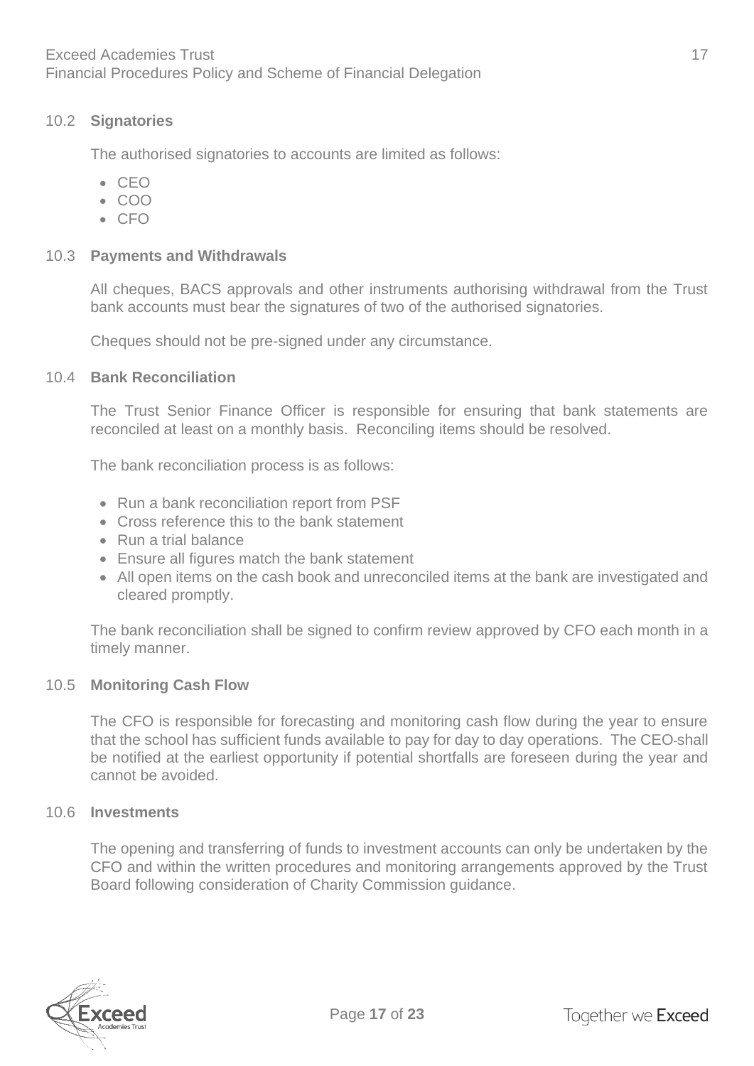### 10.2 **Signatories**

The authorised signatories to accounts are limited as follows:

- CEO
- COO
- CFO

### 10.3 **Payments and Withdrawals**

All cheques, BACS approvals and other instruments authorising withdrawal from the Trust bank accounts must bear the signatures of two of the authorised signatories.

Cheques should not be pre-signed under any circumstance.

### 10.4 **Bank Reconciliation**

The Trust Senior Finance Officer is responsible for ensuring that bank statements are reconciled at least on a monthly basis. Reconciling items should be resolved.

The bank reconciliation process is as follows:

- Run a bank reconciliation report from PSF
- Cross reference this to the bank statement
- Run a trial balance
- Ensure all figures match the bank statement
- All open items on the cash book and unreconciled items at the bank are investigated and cleared promptly.

The bank reconciliation shall be signed to confirm review approved by CFO each month in a timely manner.

### 10.5 **Monitoring Cash Flow**

The CFO is responsible for forecasting and monitoring cash flow during the year to ensure that the school has sufficient funds available to pay for day to day operations. The CEO shall be notified at the earliest opportunity if potential shortfalls are foreseen during the year and cannot be avoided.

### 10.6 **Investments**

The opening and transferring of funds to investment accounts can only be undertaken by the CFO and within the written procedures and monitoring arrangements approved by the Trust Board following consideration of Charity Commission guidance.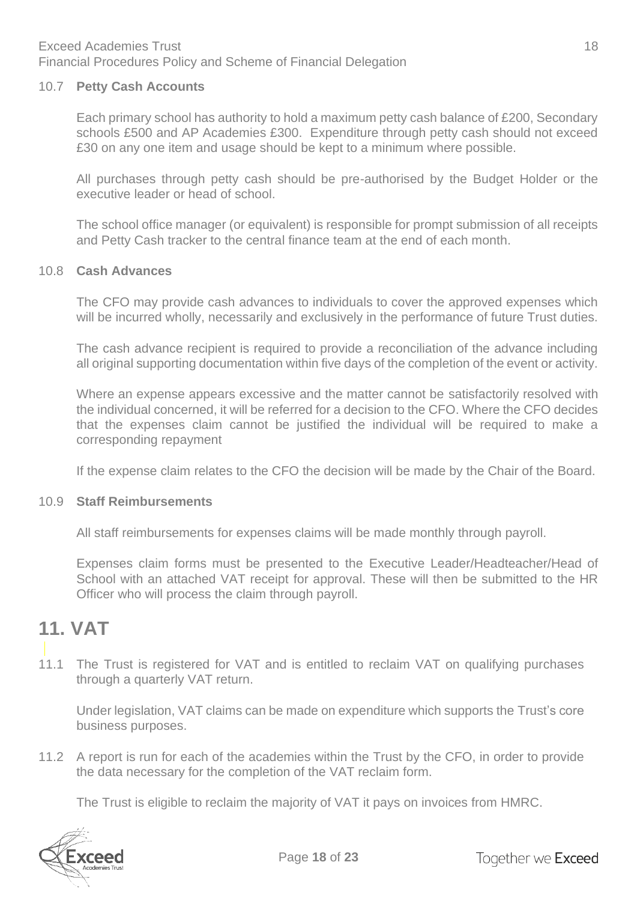### 10.7 **Petty Cash Accounts**

Each primary school has authority to hold a maximum petty cash balance of £200, Secondary schools £500 and AP Academies £300. Expenditure through petty cash should not exceed £30 on any one item and usage should be kept to a minimum where possible.

All purchases through petty cash should be pre-authorised by the Budget Holder or the executive leader or head of school.

The school office manager (or equivalent) is responsible for prompt submission of all receipts and Petty Cash tracker to the central finance team at the end of each month.

### 10.8 **Cash Advances**

The CFO may provide cash advances to individuals to cover the approved expenses which will be incurred wholly, necessarily and exclusively in the performance of future Trust duties.

The cash advance recipient is required to provide a reconciliation of the advance including all original supporting documentation within five days of the completion of the event or activity.

Where an expense appears excessive and the matter cannot be satisfactorily resolved with the individual concerned, it will be referred for a decision to the CFO. Where the CFO decides that the expenses claim cannot be justified the individual will be required to make a corresponding repayment

If the expense claim relates to the CFO the decision will be made by the Chair of the Board.

### 10.9 **Staff Reimbursements**

All staff reimbursements for expenses claims will be made monthly through payroll.

Expenses claim forms must be presented to the Executive Leader/Headteacher/Head of School with an attached VAT receipt for approval. These will then be submitted to the HR Officer who will process the claim through payroll.

## 11. VAT

11.1 The Trust is registered for VAT and is entitled to reclaim VAT on qualifying purchases through a quarterly VAT return.

Under legislation, VAT claims can be made on expenditure which supports the Trust's core business purposes.

11.2 A report is run for each of the academies within the Trust by the CFO, in order to provide the data necessary for the completion of the VAT reclaim form.

The Trust is eligible to reclaim the majority of VAT it pays on invoices from HMRC.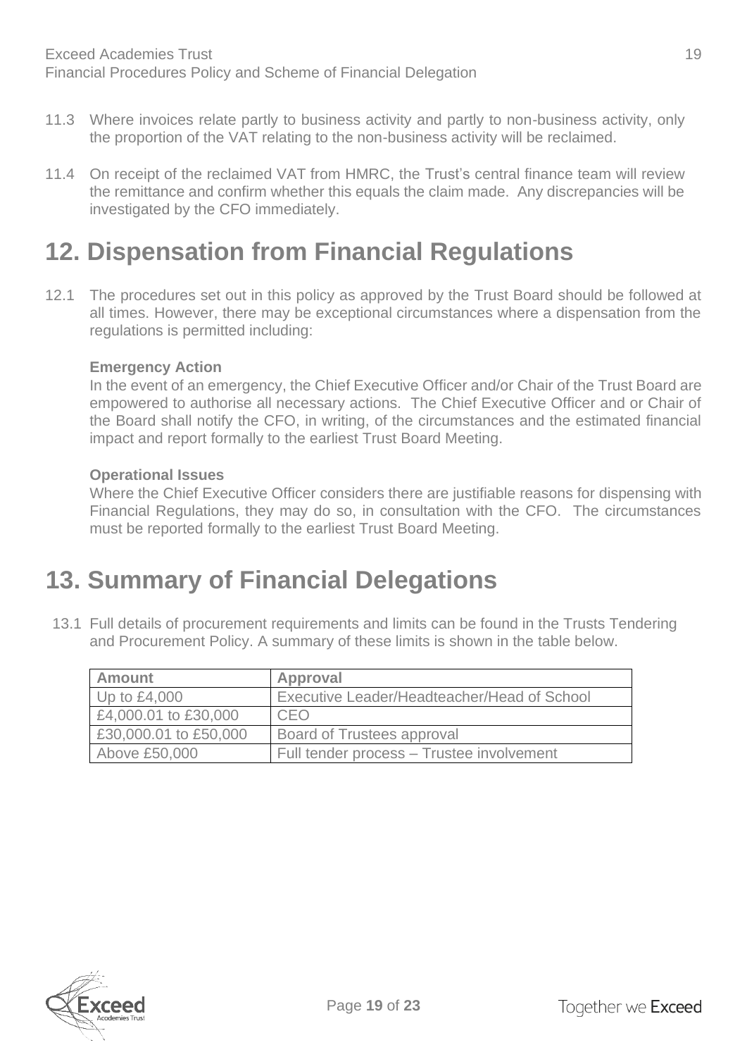11.3 Where invoices relate partly to business activity and partly to non-business activity, only the proportion of the VAT relating to the non-business activity will be reclaimed.

11.4 On receipt of the reclaimed VAT from HMRC, the Trust's central finance team will review the remittance and confirm whether this equals the claim made. Any discrepancies will be investigated by the CFO immediately.

# 12. Dispensation from Financial Regulations

12.1 The procedures set out in this policy as approved by the Trust Board should be followed at all times. However, there may be exceptional circumstances where a dispensation from the regulations is permitted including:

**Emergency Action**

In the event of an emergency, the Chief Executive Officer and/or Chair of the Trust Board are empowered to authorise all necessary actions. The Chief Executive Officer and or Chair of the Board shall notify the CFO, in writing, of the circumstances and the estimated financial impact and report formally to the earliest Trust Board Meeting.

**Operational Issues**

Where the Chief Executive Officer considers there are justifiable reasons for dispensing with Financial Regulations, they may do so, in consultation with the CFO. The circumstances must be reported formally to the earliest Trust Board Meeting.

# 13. Summary of Financial Delegations

13.1 Full details of procurement requirements and limits can be found in the Trusts Tendering and Procurement Policy. A summary of these limits is shown in the table below.

| Amount | Approval |
| --- | --- |
| Up to £4,000 | Executive Leader/Headteacher/Head of School |
| £4,000.01 to £30,000 | CEO |
| £30,000.01 to £50,000 | Board of Trustees approval |
| Above £50,000 | Full tender process – Trustee involvement |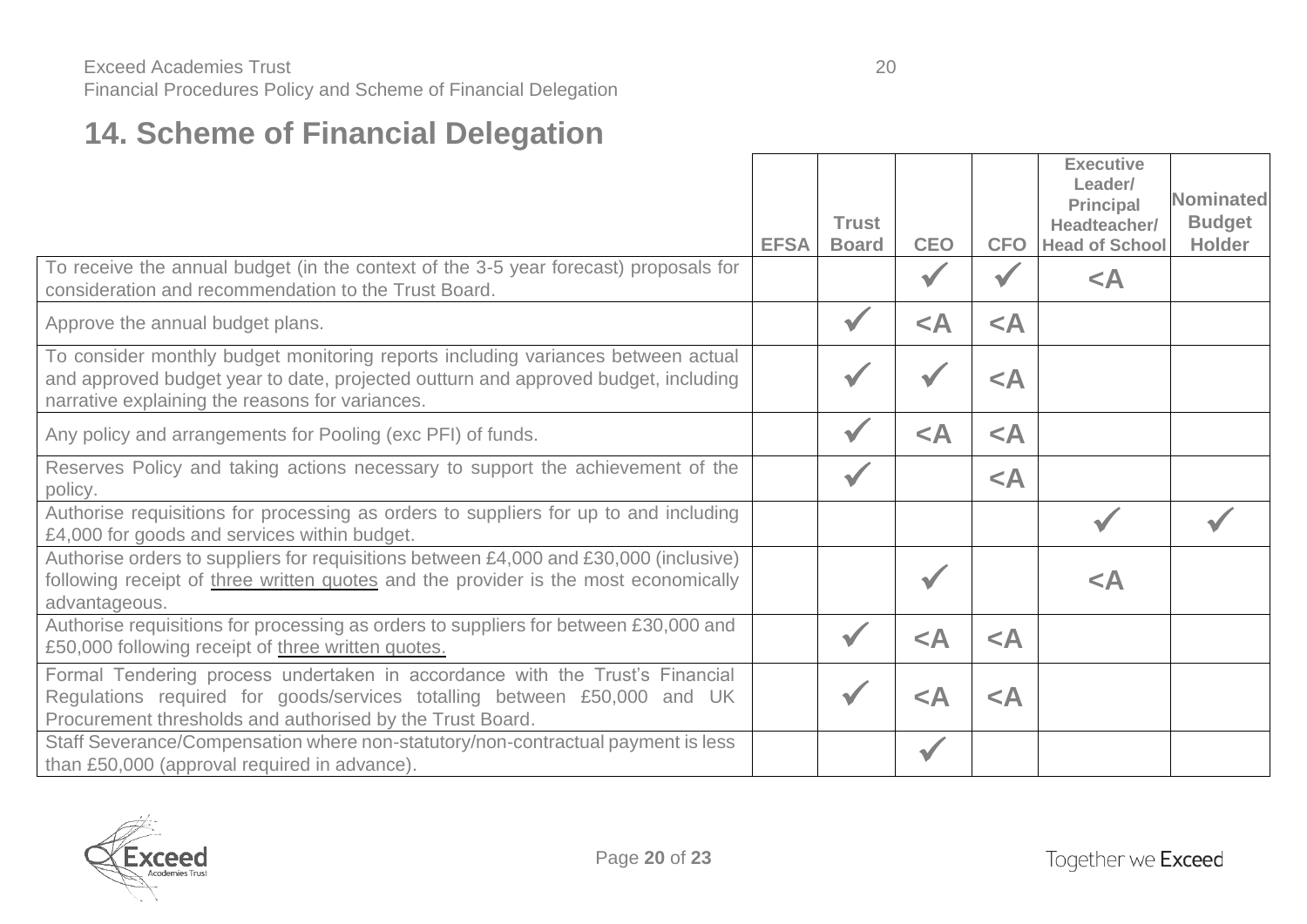# 14. Scheme of Financial Delegation

| | EFSA | Trust Board | CEO | CFO | Executive Leader/ Principal Headteacher/ Head of School | Nominated Budget Holder |
|---|---|---|---|---|---|---|
| To receive the annual budget (in the context of the 3-5 year forecast) proposals for consideration and recommendation to the Trust Board. | | | ✓ | ✓ | <A | |
| Approve the annual budget plans. | | ✓ | <A | <A | | |
| To consider monthly budget monitoring reports including variances between actual and approved budget year to date, projected outturn and approved budget, including narrative explaining the reasons for variances. | | ✓ | ✓ | <A | | |
| Any policy and arrangements for Pooling (exc PFI) of funds. | | ✓ | <A | <A | | |
| Reserves Policy and taking actions necessary to support the achievement of the policy. | | ✓ | | <A | | |
| Authorise requisitions for processing as orders to suppliers for up to and including £4,000 for goods and services within budget. | | | | | ✓ | ✓ |
| Authorise orders to suppliers for requisitions between £4,000 and £30,000 (inclusive) following receipt of three written quotes and the provider is the most economically advantageous. | | | ✓ | | <A | |
| Authorise requisitions for processing as orders to suppliers for between £30,000 and £50,000 following receipt of three written quotes. | | ✓ | <A | <A | | |
| Formal Tendering process undertaken in accordance with the Trust's Financial Regulations required for goods/services totalling between £50,000 and UK Procurement thresholds and authorised by the Trust Board. | | ✓ | <A | <A | | |
| Staff Severance/Compensation where non-statutory/non-contractual payment is less than £50,000 (approval required in advance). | | | ✓ | | | |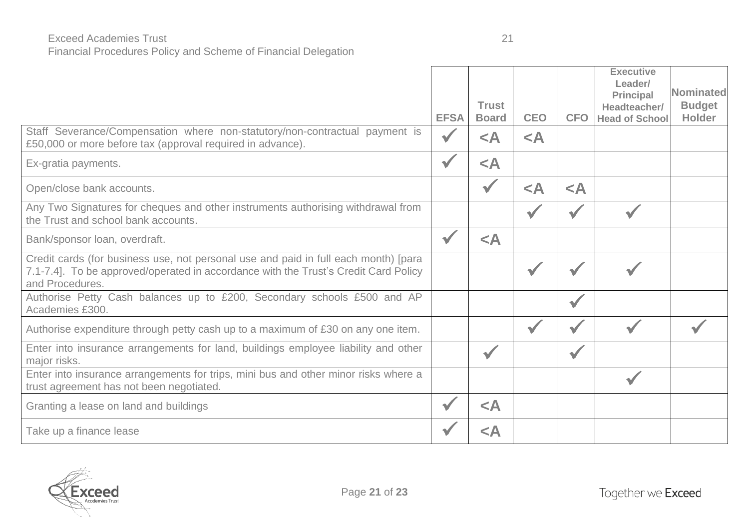| | EFSA | Trust Board | CEO | CFO | Executive Leader/ Principal Headteacher/ Head of School | Nominated Budget Holder |
|---|---|---|---|---|---|---|
| Staff Severance/Compensation where non-statutory/non-contractual payment is £50,000 or more before tax (approval required in advance). | ✓ | <A | <A | | | |
| Ex-gratia payments. | ✓ | <A | | | | |
| Open/close bank accounts. | | ✓ | <A | <A | | |
| Any Two Signatures for cheques and other instruments authorising withdrawal from the Trust and school bank accounts. | | | ✓ | ✓ | ✓ | |
| Bank/sponsor loan, overdraft. | ✓ | <A | | | | |
| Credit cards (for business use, not personal use and paid in full each month) [para 7.1-7.4]. To be approved/operated in accordance with the Trust's Credit Card Policy and Procedures. | | | ✓ | ✓ | ✓ | |
| Authorise Petty Cash balances up to £200, Secondary schools £500 and AP Academies £300. | | | | ✓ | | |
| Authorise expenditure through petty cash up to a maximum of £30 on any one item. | | | ✓ | ✓ | ✓ | ✓ |
| Enter into insurance arrangements for land, buildings employee liability and other major risks. | | ✓ | | ✓ | | |
| Enter into insurance arrangements for trips, mini bus and other minor risks where a trust agreement has not been negotiated. | | | | | ✓ | |
| Granting a lease on land and buildings | ✓ | <A | | | | |
| Take up a finance lease | ✓ | <A | | | | |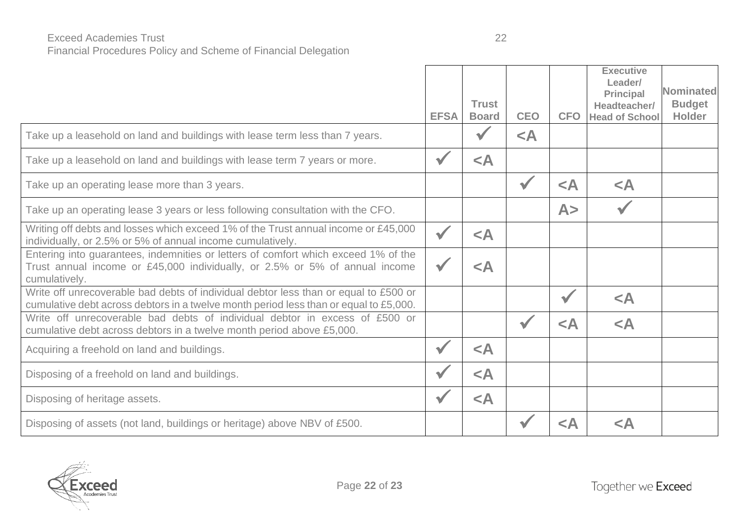|  | EFSA | Trust Board | CEO | CFO | Executive Leader/ Principal Headteacher/ Head of School | Nominated Budget Holder |
|---|---|---|---|---|---|---|
| Take up a leasehold on land and buildings with lease term less than 7 years. |  | ✓ | <A |  |  |  |
| Take up a leasehold on land and buildings with lease term 7 years or more. | ✓ | <A |  |  |  |  |
| Take up an operating lease more than 3 years. |  |  | ✓ | <A | <A |  |
| Take up an operating lease 3 years or less following consultation with the CFO. |  |  |  | A> | ✓ |  |
| Writing off debts and losses which exceed 1% of the Trust annual income or £45,000 individually, or 2.5% or 5% of annual income cumulatively. | ✓ | <A |  |  |  |  |
| Entering into guarantees, indemnities or letters of comfort which exceed 1% of the Trust annual income or £45,000 individually, or 2.5% or 5% of annual income cumulatively. | ✓ | <A |  |  |  |  |
| Write off unrecoverable bad debts of individual debtor less than or equal to £500 or cumulative debt across debtors in a twelve month period less than or equal to £5,000. |  |  |  | ✓ | <A |  |
| Write off unrecoverable bad debts of individual debtor in excess of £500 or cumulative debt across debtors in a twelve month period above £5,000. |  |  | ✓ | <A | <A |  |
| Acquiring a freehold on land and buildings. | ✓ | <A |  |  |  |  |
| Disposing of a freehold on land and buildings. | ✓ | <A |  |  |  |  |
| Disposing of heritage assets. | ✓ | <A |  |  |  |  |
| Disposing of assets (not land, buildings or heritage) above NBV of £500. |  |  | ✓ | <A | <A |  |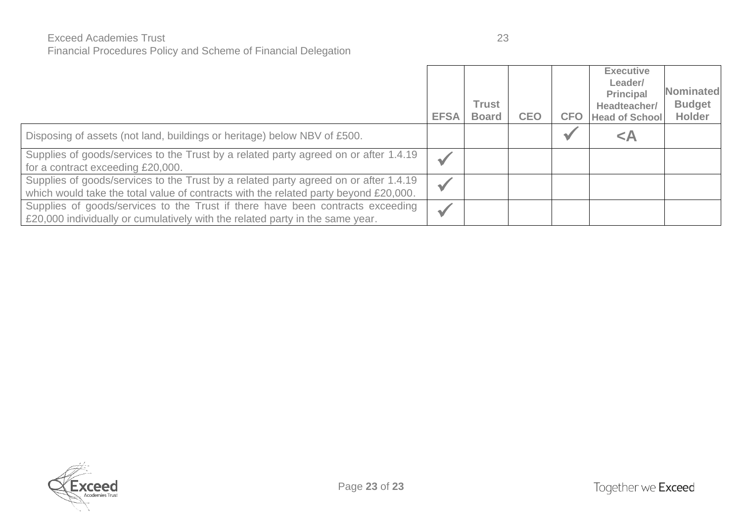| | EFSA | Trust Board | CEO | CFO | Executive Leader/ Principal Headteacher/ Head of School | Nominated Budget Holder |
|---|---|---|---|---|---|---|
| Disposing of assets (not land, buildings or heritage) below NBV of £500. | | | | ✓ | <A | |
| Supplies of goods/services to the Trust by a related party agreed on or after 1.4.19 for a contract exceeding £20,000. | ✓ | | | | | |
| Supplies of goods/services to the Trust by a related party agreed on or after 1.4.19 which would take the total value of contracts with the related party beyond £20,000. | ✓ | | | | | |
| Supplies of goods/services to the Trust if there have been contracts exceeding £20,000 individually or cumulatively with the related party in the same year. | ✓ | | | | | |